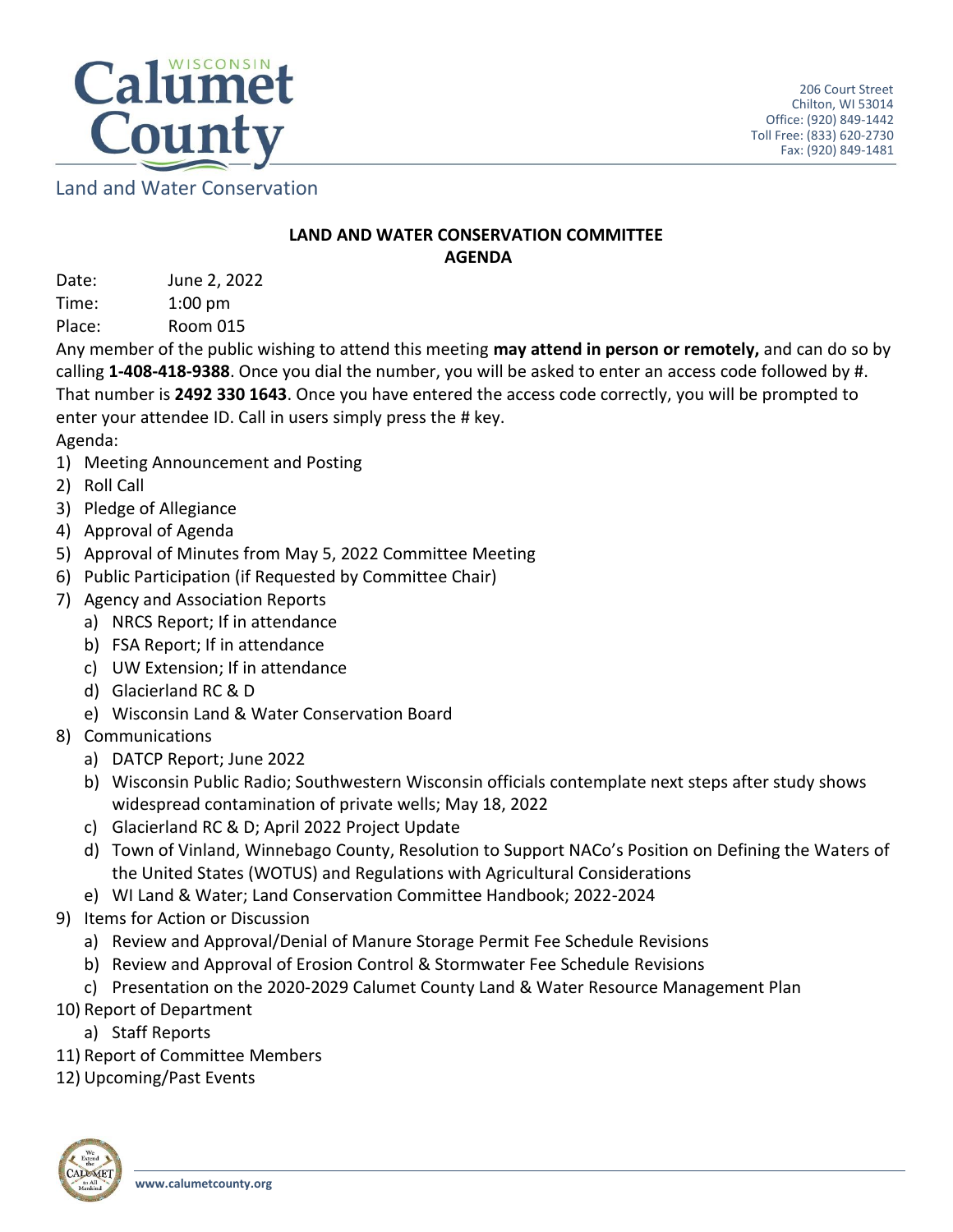# Calumet County

Land and Water Conservation

206 Court Street
Chilton, WI 53014
Office: (920) 849-1442
Toll Free: (833) 620-2730
Fax: (920) 849-1481

## LAND AND WATER CONSERVATION COMMITTEE
## AGENDA

Date: June 2, 2022
Time: 1:00 pm
Place: Room 015

Any member of the public wishing to attend this meeting **may attend in person or remotely,** and can do so by calling **1-408-418-9388**. Once you dial the number, you will be asked to enter an access code followed by #. That number is **2492 330 1643**. Once you have entered the access code correctly, you will be prompted to enter your attendee ID. Call in users simply press the # key.

Agenda:

1) Meeting Announcement and Posting
2) Roll Call
3) Pledge of Allegiance
4) Approval of Agenda
5) Approval of Minutes from May 5, 2022 Committee Meeting
6) Public Participation (if Requested by Committee Chair)
7) Agency and Association Reports
   a) NRCS Report; If in attendance
   b) FSA Report; If in attendance
   c) UW Extension; If in attendance
   d) Glacierland RC & D
   e) Wisconsin Land & Water Conservation Board
8) Communications
   a) DATCP Report; June 2022
   b) Wisconsin Public Radio; Southwestern Wisconsin officials contemplate next steps after study shows widespread contamination of private wells; May 18, 2022
   c) Glacierland RC & D; April 2022 Project Update
   d) Town of Vinland, Winnebago County, Resolution to Support NACo's Position on Defining the Waters of the United States (WOTUS) and Regulations with Agricultural Considerations
   e) WI Land & Water; Land Conservation Committee Handbook; 2022-2024
9) Items for Action or Discussion
   a) Review and Approval/Denial of Manure Storage Permit Fee Schedule Revisions
   b) Review and Approval of Erosion Control & Stormwater Fee Schedule Revisions
   c) Presentation on the 2020-2029 Calumet County Land & Water Resource Management Plan
10) Report of Department
    a) Staff Reports
11) Report of Committee Members
12) Upcoming/Past Events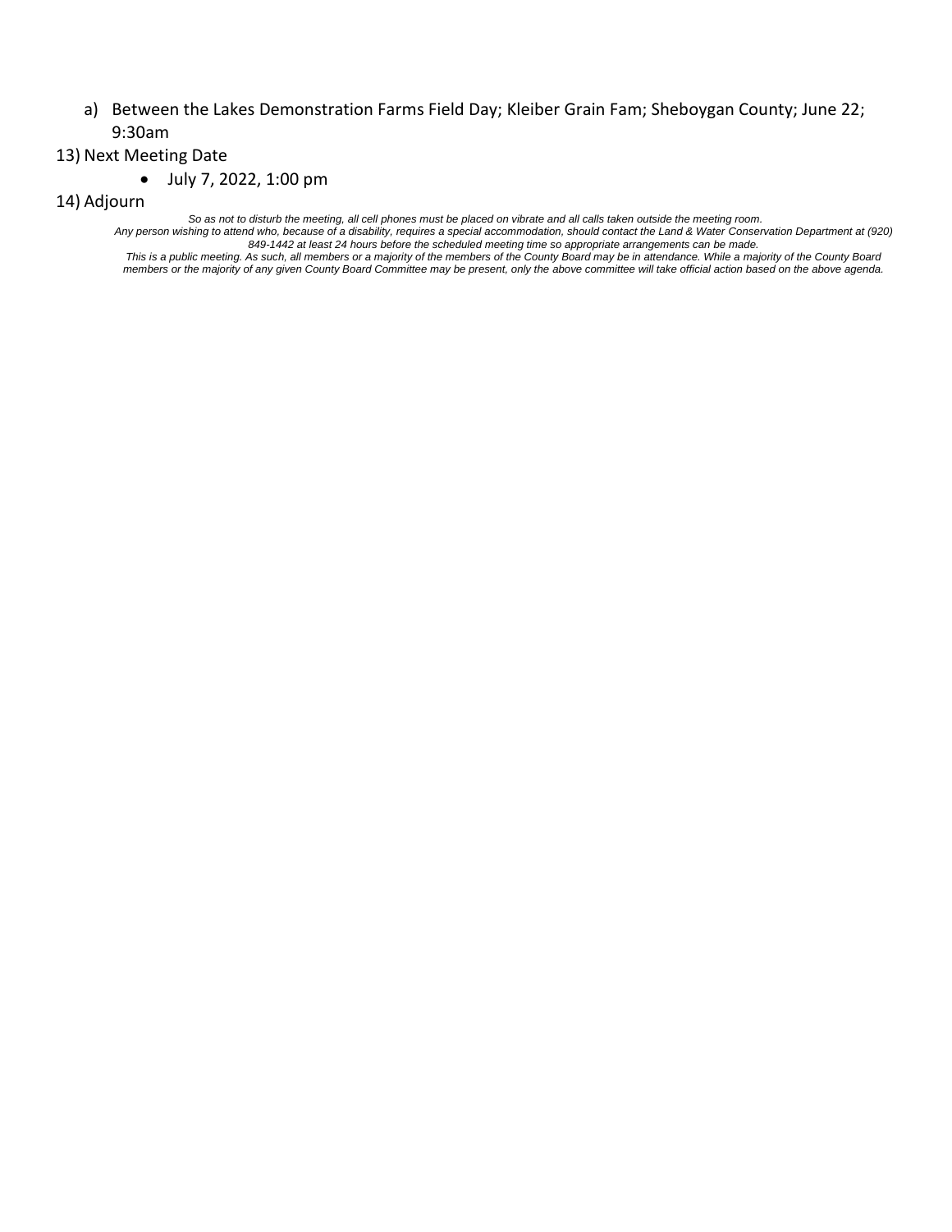a) Between the Lakes Demonstration Farms Field Day; Kleiber Grain Fam; Sheboygan County; June 22; 9:30am

13) Next Meeting Date

- July 7, 2022, 1:00 pm

14) Adjourn

*So as not to disturb the meeting, all cell phones must be placed on vibrate and all calls taken outside the meeting room.*
*Any person wishing to attend who, because of a disability, requires a special accommodation, should contact the Land & Water Conservation Department at (920) 849-1442 at least 24 hours before the scheduled meeting time so appropriate arrangements can be made.*
*This is a public meeting. As such, all members or a majority of the members of the County Board may be in attendance. While a majority of the County Board members or the majority of any given County Board Committee may be present, only the above committee will take official action based on the above agenda.*